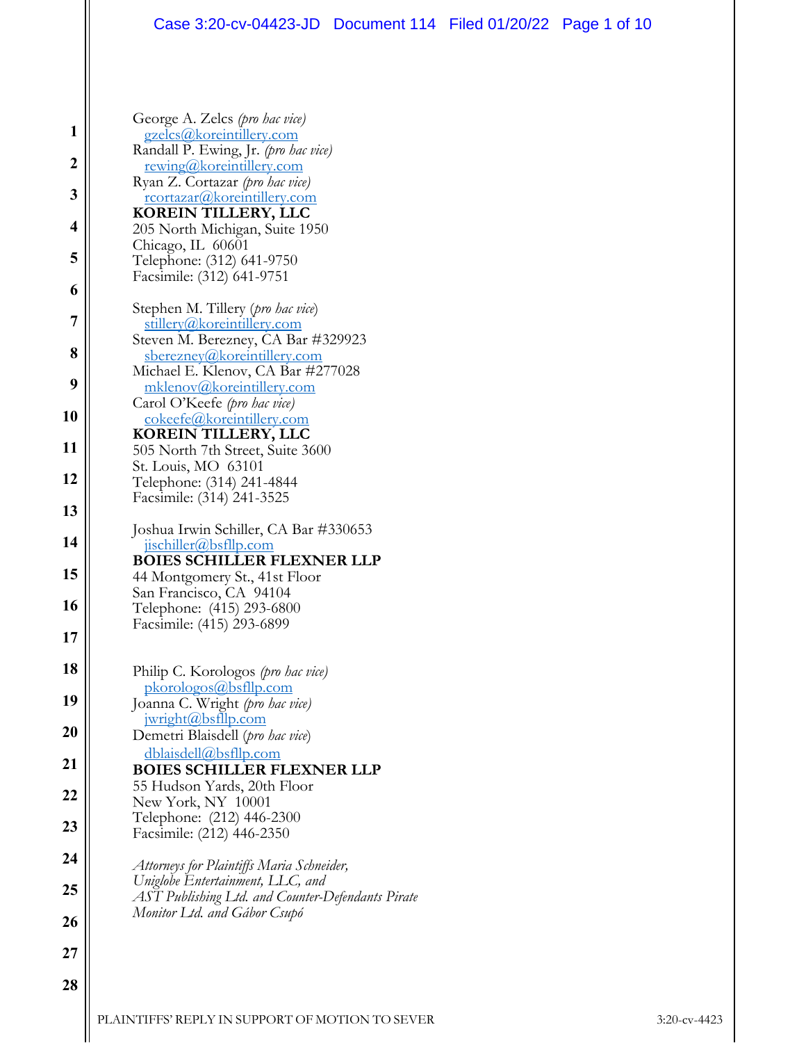George A. Zelcs *(pro hac vice)*
gzelcs@koreintillery.com
Randall P. Ewing, Jr. *(pro hac vice)*
rewing@koreintillery.com
Ryan Z. Cortazar *(pro hac vice)*
rcortazar@koreintillery.com
**KOREIN TILLERY, LLC**
205 North Michigan, Suite 1950
Chicago, IL 60601
Telephone: (312) 641-9750
Facsimile: (312) 641-9751

Stephen M. Tillery (*pro hac vice*)
stillery@koreintillery.com
Steven M. Berezney, CA Bar #329923
sberezney@koreintillery.com
Michael E. Klenov, CA Bar #277028
mklenov@koreintillery.com
Carol O'Keefe *(pro hac vice)*
cokeefe@koreintillery.com
**KOREIN TILLERY, LLC**
505 North 7th Street, Suite 3600
St. Louis, MO 63101
Telephone: (314) 241-4844
Facsimile: (314) 241-3525

Joshua Irwin Schiller, CA Bar #330653
jischiller@bsfllp.com
**BOIES SCHILLER FLEXNER LLP**
44 Montgomery St., 41st Floor
San Francisco, CA 94104
Telephone: (415) 293-6800
Facsimile: (415) 293-6899

Philip C. Korologos *(pro hac vice)*
pkorologos@bsfllp.com
Joanna C. Wright *(pro hac vice)*
jwright@bsfllp.com
Demetri Blaisdell (*pro hac vice*)
dblaisdell@bsfllp.com
**BOIES SCHILLER FLEXNER LLP**
55 Hudson Yards, 20th Floor
New York, NY 10001
Telephone: (212) 446-2300
Facsimile: (212) 446-2350

*Attorneys for Plaintiffs Maria Schneider, Uniglobe Entertainment, LLC, and AST Publishing Ltd. and Counter-Defendants Pirate Monitor Ltd. and Gábor Csupó*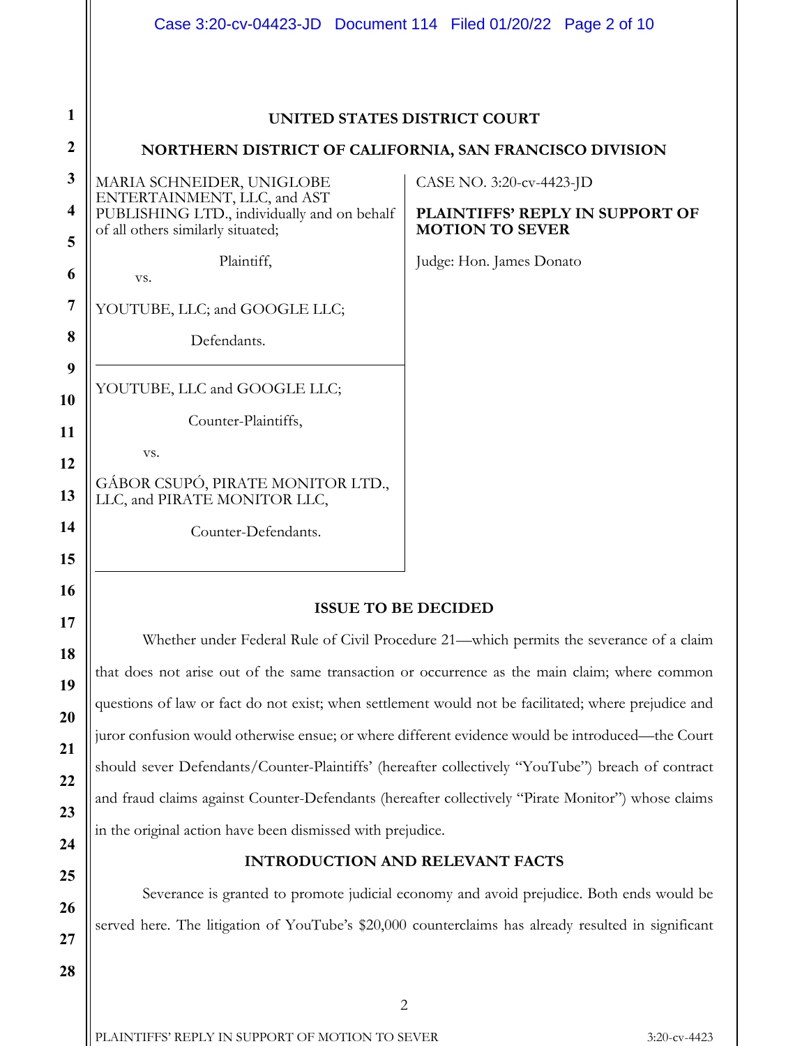**UNITED STATES DISTRICT COURT**

**NORTHERN DISTRICT OF CALIFORNIA, SAN FRANCISCO DIVISION**

MARIA SCHNEIDER, UNIGLOBE ENTERTAINMENT, LLC, and AST PUBLISHING LTD., individually and on behalf of all others similarly situated;

Plaintiff,

vs.

YOUTUBE, LLC; and GOOGLE LLC;

Defendants.

---

YOUTUBE, LLC and GOOGLE LLC;

Counter-Plaintiffs,

vs.

GÁBOR CSUPÓ, PIRATE MONITOR LTD., LLC, and PIRATE MONITOR LLC,

Counter-Defendants.

CASE NO. 3:20-cv-4423-JD

**PLAINTIFFS' REPLY IN SUPPORT OF MOTION TO SEVER**

Judge: Hon. James Donato

## ISSUE TO BE DECIDED

Whether under Federal Rule of Civil Procedure 21—which permits the severance of a claim that does not arise out of the same transaction or occurrence as the main claim; where common questions of law or fact do not exist; when settlement would not be facilitated; where prejudice and juror confusion would otherwise ensue; or where different evidence would be introduced—the Court should sever Defendants/Counter-Plaintiffs' (hereafter collectively "YouTube") breach of contract and fraud claims against Counter-Defendants (hereafter collectively "Pirate Monitor") whose claims in the original action have been dismissed with prejudice.

## INTRODUCTION AND RELEVANT FACTS

Severance is granted to promote judicial economy and avoid prejudice. Both ends would be served here. The litigation of YouTube's $20,000 counterclaims has already resulted in significant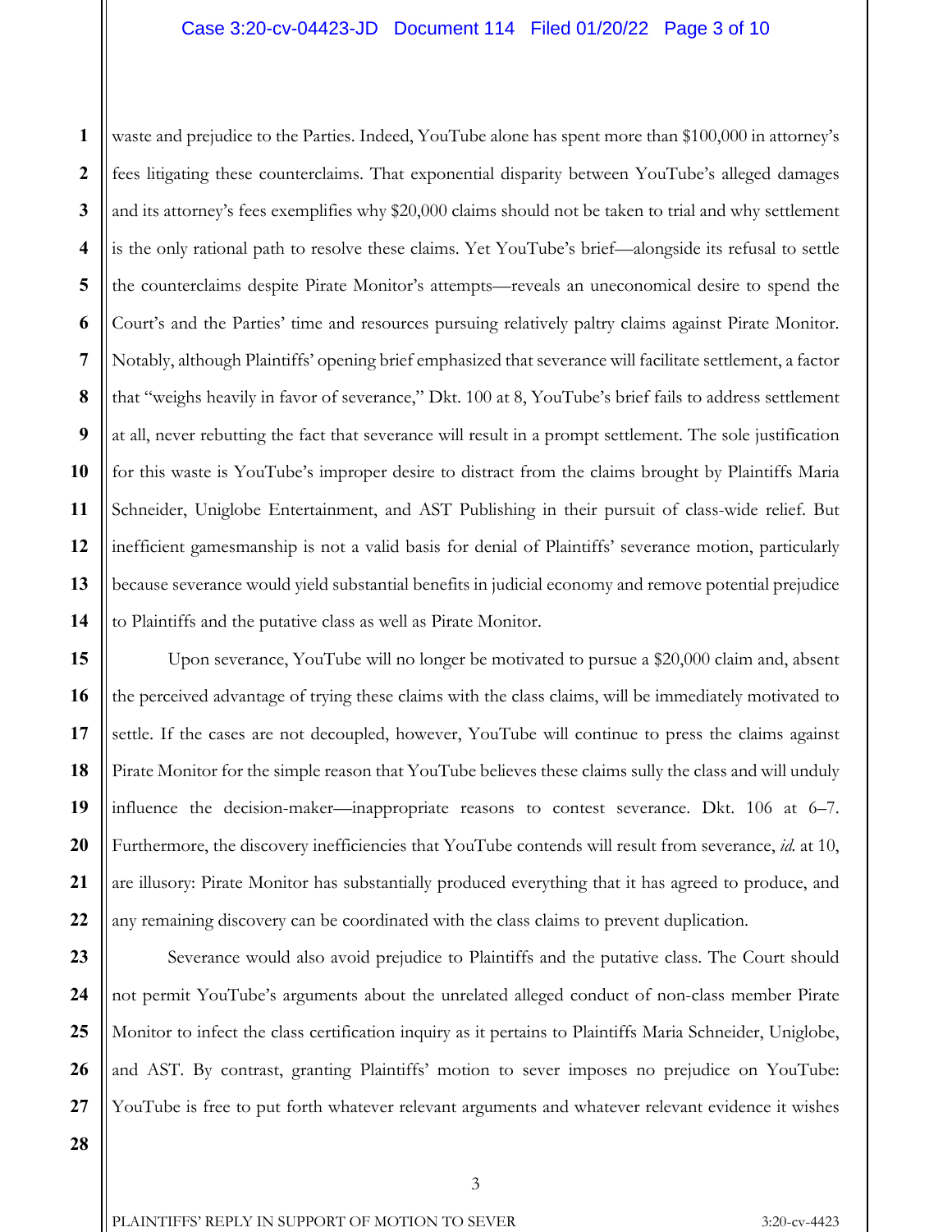waste and prejudice to the Parties. Indeed, YouTube alone has spent more than $100,000 in attorney's fees litigating these counterclaims. That exponential disparity between YouTube's alleged damages and its attorney's fees exemplifies why $20,000 claims should not be taken to trial and why settlement is the only rational path to resolve these claims. Yet YouTube's brief—alongside its refusal to settle the counterclaims despite Pirate Monitor's attempts—reveals an uneconomical desire to spend the Court's and the Parties' time and resources pursuing relatively paltry claims against Pirate Monitor. Notably, although Plaintiffs' opening brief emphasized that severance will facilitate settlement, a factor that "weighs heavily in favor of severance," Dkt. 100 at 8, YouTube's brief fails to address settlement at all, never rebutting the fact that severance will result in a prompt settlement. The sole justification for this waste is YouTube's improper desire to distract from the claims brought by Plaintiffs Maria Schneider, Uniglobe Entertainment, and AST Publishing in their pursuit of class-wide relief. But inefficient gamesmanship is not a valid basis for denial of Plaintiffs' severance motion, particularly because severance would yield substantial benefits in judicial economy and remove potential prejudice to Plaintiffs and the putative class as well as Pirate Monitor.

Upon severance, YouTube will no longer be motivated to pursue a $20,000 claim and, absent the perceived advantage of trying these claims with the class claims, will be immediately motivated to settle. If the cases are not decoupled, however, YouTube will continue to press the claims against Pirate Monitor for the simple reason that YouTube believes these claims sully the class and will unduly influence the decision-maker—inappropriate reasons to contest severance. Dkt. 106 at 6–7. Furthermore, the discovery inefficiencies that YouTube contends will result from severance, *id.* at 10, are illusory: Pirate Monitor has substantially produced everything that it has agreed to produce, and any remaining discovery can be coordinated with the class claims to prevent duplication.

Severance would also avoid prejudice to Plaintiffs and the putative class. The Court should not permit YouTube's arguments about the unrelated alleged conduct of non-class member Pirate Monitor to infect the class certification inquiry as it pertains to Plaintiffs Maria Schneider, Uniglobe, and AST. By contrast, granting Plaintiffs' motion to sever imposes no prejudice on YouTube: YouTube is free to put forth whatever relevant arguments and whatever relevant evidence it wishes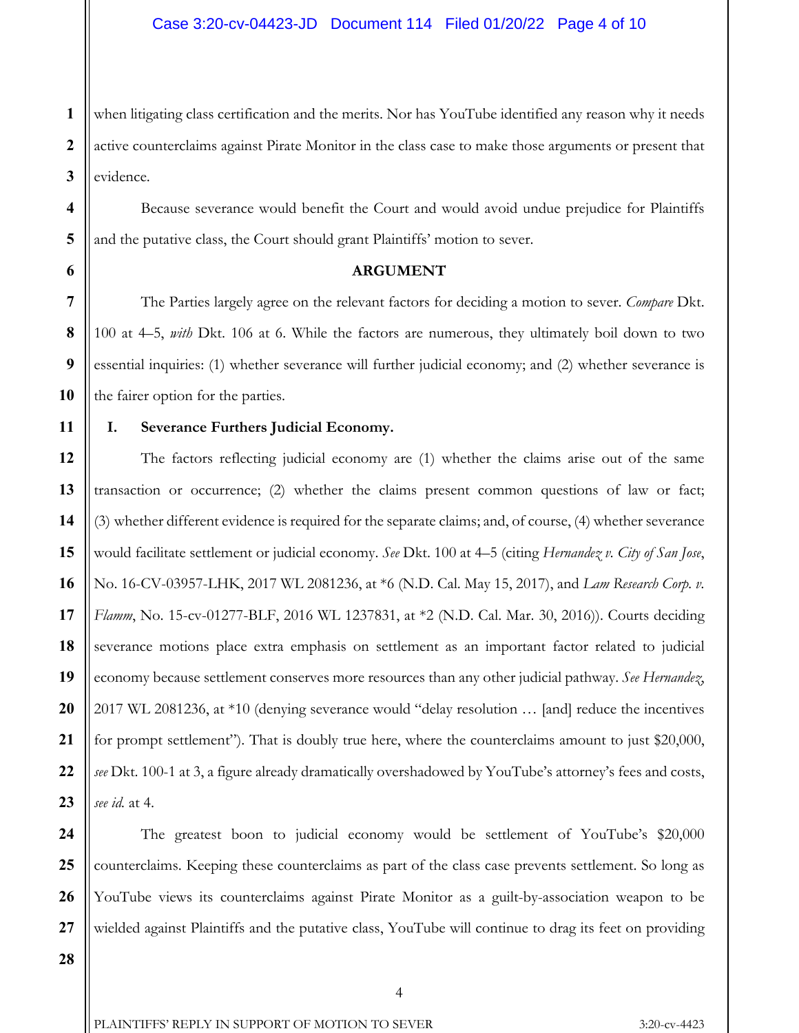when litigating class certification and the merits. Nor has YouTube identified any reason why it needs active counterclaims against Pirate Monitor in the class case to make those arguments or present that evidence.

Because severance would benefit the Court and would avoid undue prejudice for Plaintiffs and the putative class, the Court should grant Plaintiffs' motion to sever.

## ARGUMENT

The Parties largely agree on the relevant factors for deciding a motion to sever. *Compare* Dkt. 100 at 4–5, *with* Dkt. 106 at 6. While the factors are numerous, they ultimately boil down to two essential inquiries: (1) whether severance will further judicial economy; and (2) whether severance is the fairer option for the parties.

### I. Severance Furthers Judicial Economy.

The factors reflecting judicial economy are (1) whether the claims arise out of the same transaction or occurrence; (2) whether the claims present common questions of law or fact; (3) whether different evidence is required for the separate claims; and, of course, (4) whether severance would facilitate settlement or judicial economy. *See* Dkt. 100 at 4–5 (citing *Hernandez v. City of San Jose*, No. 16-CV-03957-LHK, 2017 WL 2081236, at *6 (N.D. Cal. May 15, 2017), and *Lam Research Corp. v. Flamm*, No. 15-cv-01277-BLF, 2016 WL 1237831, at *2 (N.D. Cal. Mar. 30, 2016)). Courts deciding severance motions place extra emphasis on settlement as an important factor related to judicial economy because settlement conserves more resources than any other judicial pathway. *See Hernandez*, 2017 WL 2081236, at *10 (denying severance would "delay resolution … [and] reduce the incentives for prompt settlement"). That is doubly true here, where the counterclaims amount to just $20,000, *see* Dkt. 100-1 at 3, a figure already dramatically overshadowed by YouTube's attorney's fees and costs, *see id.* at 4.

The greatest boon to judicial economy would be settlement of YouTube's $20,000 counterclaims. Keeping these counterclaims as part of the class case prevents settlement. So long as YouTube views its counterclaims against Pirate Monitor as a guilt-by-association weapon to be wielded against Plaintiffs and the putative class, YouTube will continue to drag its feet on providing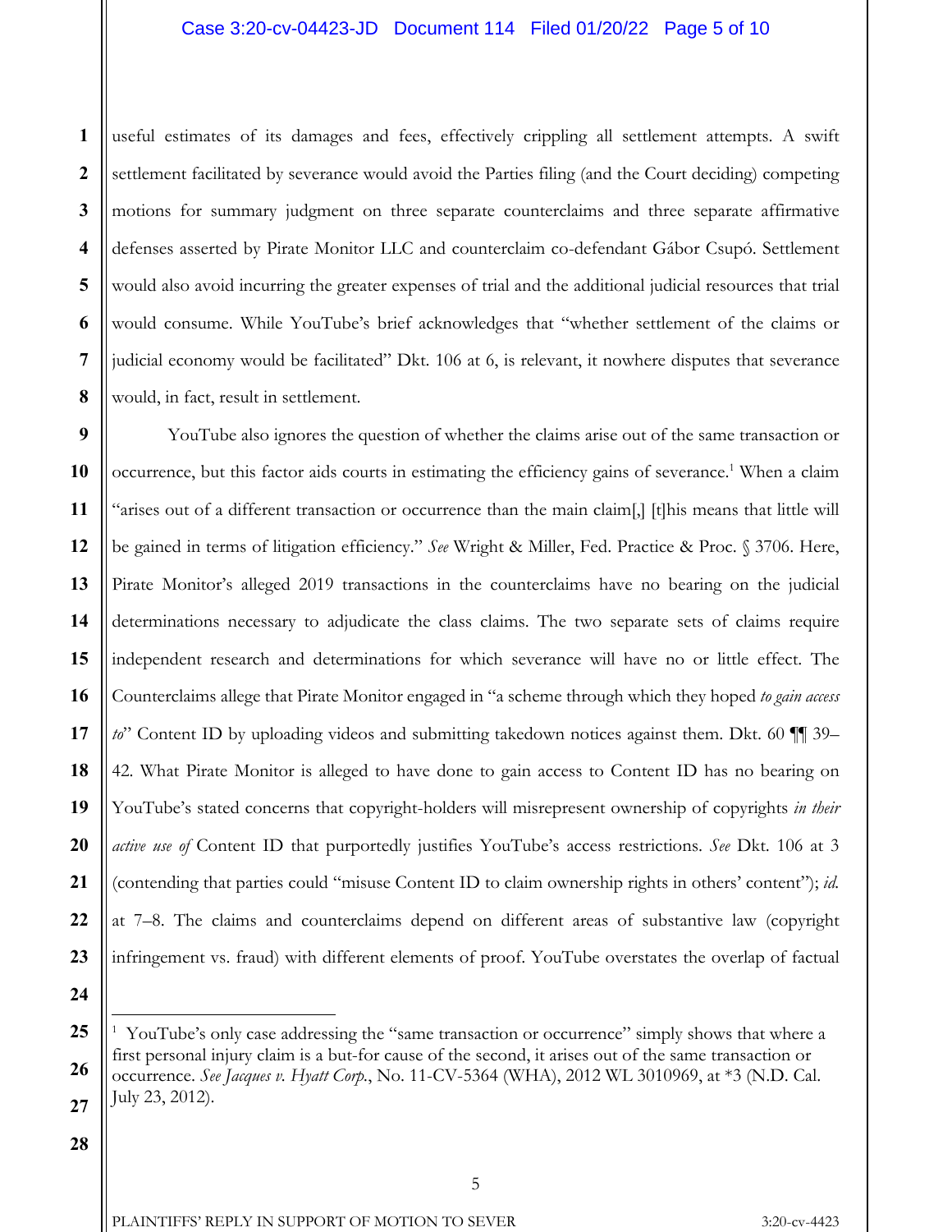useful estimates of its damages and fees, effectively crippling all settlement attempts. A swift settlement facilitated by severance would avoid the Parties filing (and the Court deciding) competing motions for summary judgment on three separate counterclaims and three separate affirmative defenses asserted by Pirate Monitor LLC and counterclaim co-defendant Gábor Csupó. Settlement would also avoid incurring the greater expenses of trial and the additional judicial resources that trial would consume. While YouTube's brief acknowledges that "whether settlement of the claims or judicial economy would be facilitated" Dkt. 106 at 6, is relevant, it nowhere disputes that severance would, in fact, result in settlement.

YouTube also ignores the question of whether the claims arise out of the same transaction or occurrence, but this factor aids courts in estimating the efficiency gains of severance.[1] When a claim "arises out of a different transaction or occurrence than the main claim[,] [t]his means that little will be gained in terms of litigation efficiency." *See* Wright & Miller, Fed. Practice & Proc. § 3706. Here, Pirate Monitor's alleged 2019 transactions in the counterclaims have no bearing on the judicial determinations necessary to adjudicate the class claims. The two separate sets of claims require independent research and determinations for which severance will have no or little effect. The Counterclaims allege that Pirate Monitor engaged in "a scheme through which they hoped *to gain access to*" Content ID by uploading videos and submitting takedown notices against them. Dkt. 60 ¶¶ 39–42. What Pirate Monitor is alleged to have done to gain access to Content ID has no bearing on YouTube's stated concerns that copyright-holders will misrepresent ownership of copyrights *in their active use of* Content ID that purportedly justifies YouTube's access restrictions. *See* Dkt. 106 at 3 (contending that parties could "misuse Content ID to claim ownership rights in others' content"); *id.* at 7–8. The claims and counterclaims depend on different areas of substantive law (copyright infringement vs. fraud) with different elements of proof. YouTube overstates the overlap of factual

---

[1] YouTube's only case addressing the "same transaction or occurrence" simply shows that where a first personal injury claim is a but-for cause of the second, it arises out of the same transaction or occurrence. *See Jacques v. Hyatt Corp.*, No. 11-CV-5364 (WHA), 2012 WL 3010969, at *3 (N.D. Cal. July 23, 2012).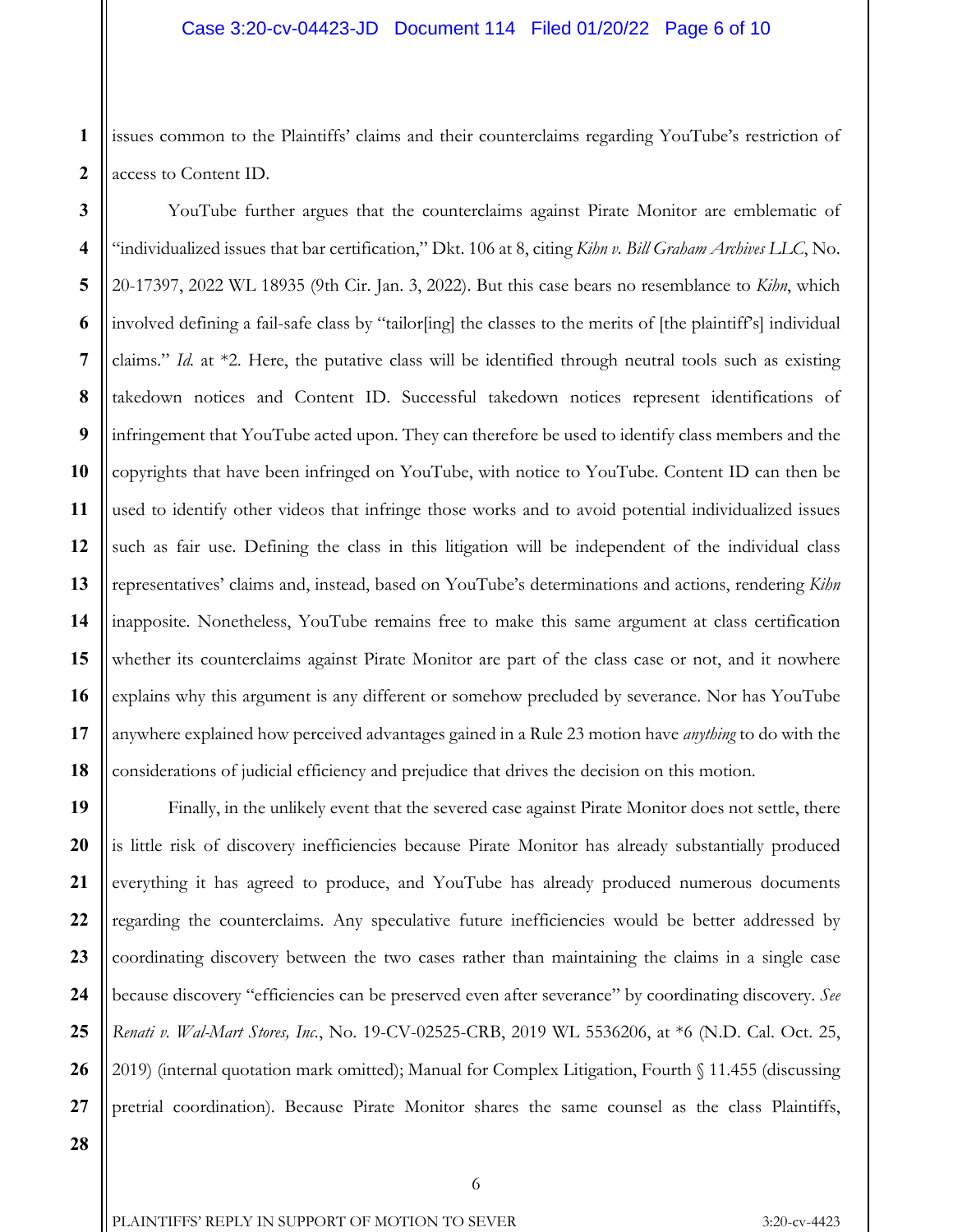issues common to the Plaintiffs' claims and their counterclaims regarding YouTube's restriction of access to Content ID.

YouTube further argues that the counterclaims against Pirate Monitor are emblematic of "individualized issues that bar certification," Dkt. 106 at 8, citing *Kihn v. Bill Graham Archives LLC*, No. 20-17397, 2022 WL 18935 (9th Cir. Jan. 3, 2022). But this case bears no resemblance to *Kihn*, which involved defining a fail-safe class by "tailor[ing] the classes to the merits of [the plaintiff's] individual claims." *Id.* at *2. Here, the putative class will be identified through neutral tools such as existing takedown notices and Content ID. Successful takedown notices represent identifications of infringement that YouTube acted upon. They can therefore be used to identify class members and the copyrights that have been infringed on YouTube, with notice to YouTube. Content ID can then be used to identify other videos that infringe those works and to avoid potential individualized issues such as fair use. Defining the class in this litigation will be independent of the individual class representatives' claims and, instead, based on YouTube's determinations and actions, rendering *Kihn* inapposite. Nonetheless, YouTube remains free to make this same argument at class certification whether its counterclaims against Pirate Monitor are part of the class case or not, and it nowhere explains why this argument is any different or somehow precluded by severance. Nor has YouTube anywhere explained how perceived advantages gained in a Rule 23 motion have *anything* to do with the considerations of judicial efficiency and prejudice that drives the decision on this motion.

Finally, in the unlikely event that the severed case against Pirate Monitor does not settle, there is little risk of discovery inefficiencies because Pirate Monitor has already substantially produced everything it has agreed to produce, and YouTube has already produced numerous documents regarding the counterclaims. Any speculative future inefficiencies would be better addressed by coordinating discovery between the two cases rather than maintaining the claims in a single case because discovery "efficiencies can be preserved even after severance" by coordinating discovery. *See Renati v. Wal-Mart Stores, Inc.*, No. 19-CV-02525-CRB, 2019 WL 5536206, at *6 (N.D. Cal. Oct. 25, 2019) (internal quotation mark omitted); Manual for Complex Litigation, Fourth § 11.455 (discussing pretrial coordination). Because Pirate Monitor shares the same counsel as the class Plaintiffs,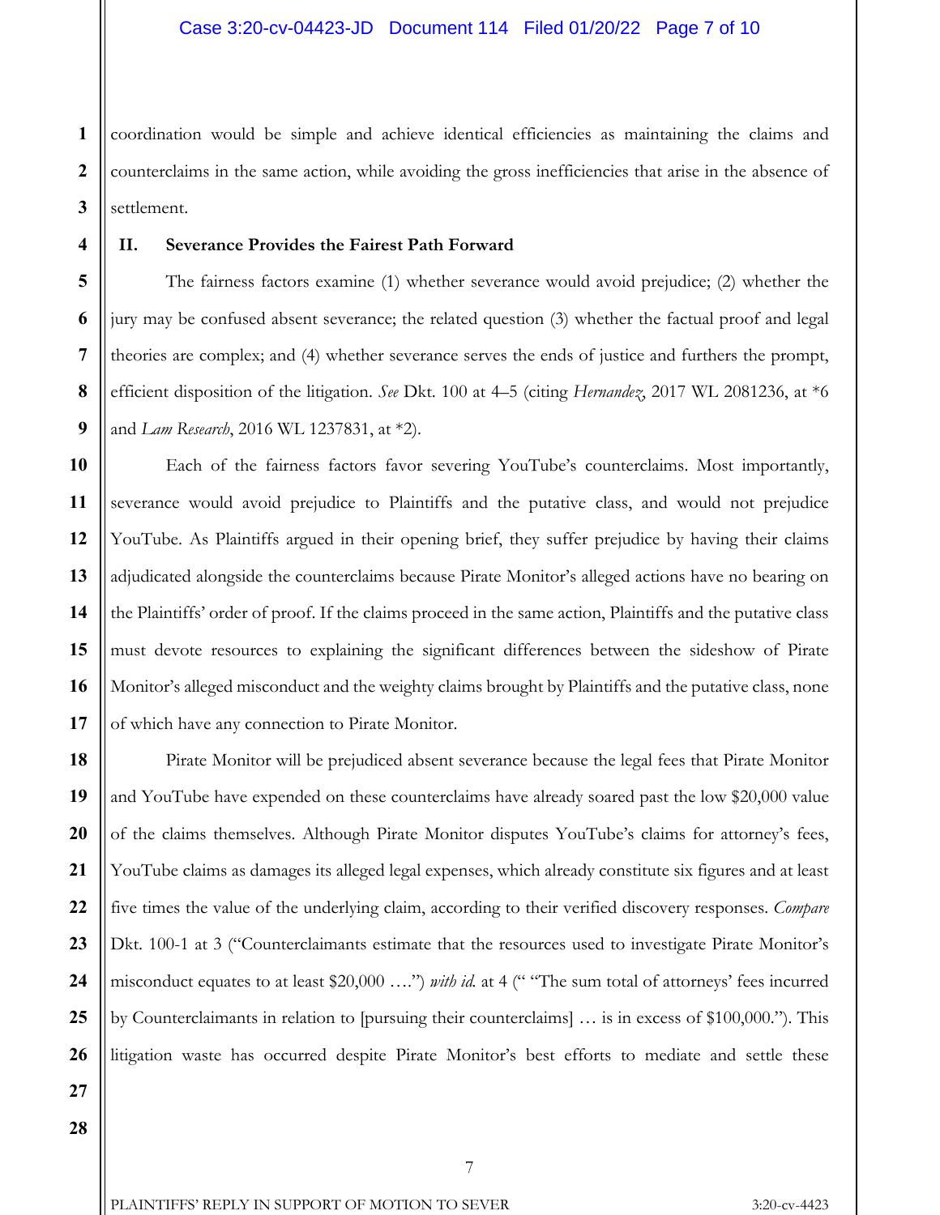coordination would be simple and achieve identical efficiencies as maintaining the claims and counterclaims in the same action, while avoiding the gross inefficiencies that arise in the absence of settlement.

## II. Severance Provides the Fairest Path Forward

The fairness factors examine (1) whether severance would avoid prejudice; (2) whether the jury may be confused absent severance; the related question (3) whether the factual proof and legal theories are complex; and (4) whether severance serves the ends of justice and furthers the prompt, efficient disposition of the litigation. *See* Dkt. 100 at 4–5 (citing *Hernandez*, 2017 WL 2081236, at *6 and *Lam Research*, 2016 WL 1237831, at *2).

Each of the fairness factors favor severing YouTube's counterclaims. Most importantly, severance would avoid prejudice to Plaintiffs and the putative class, and would not prejudice YouTube. As Plaintiffs argued in their opening brief, they suffer prejudice by having their claims adjudicated alongside the counterclaims because Pirate Monitor's alleged actions have no bearing on the Plaintiffs' order of proof. If the claims proceed in the same action, Plaintiffs and the putative class must devote resources to explaining the significant differences between the sideshow of Pirate Monitor's alleged misconduct and the weighty claims brought by Plaintiffs and the putative class, none of which have any connection to Pirate Monitor.

Pirate Monitor will be prejudiced absent severance because the legal fees that Pirate Monitor and YouTube have expended on these counterclaims have already soared past the low $20,000 value of the claims themselves. Although Pirate Monitor disputes YouTube's claims for attorney's fees, YouTube claims as damages its alleged legal expenses, which already constitute six figures and at least five times the value of the underlying claim, according to their verified discovery responses. *Compare* Dkt. 100-1 at 3 ("Counterclaimants estimate that the resources used to investigate Pirate Monitor's misconduct equates to at least $20,000 ….") *with id.* at 4 (" "The sum total of attorneys' fees incurred by Counterclaimants in relation to [pursuing their counterclaims] … is in excess of $100,000."). This litigation waste has occurred despite Pirate Monitor's best efforts to mediate and settle these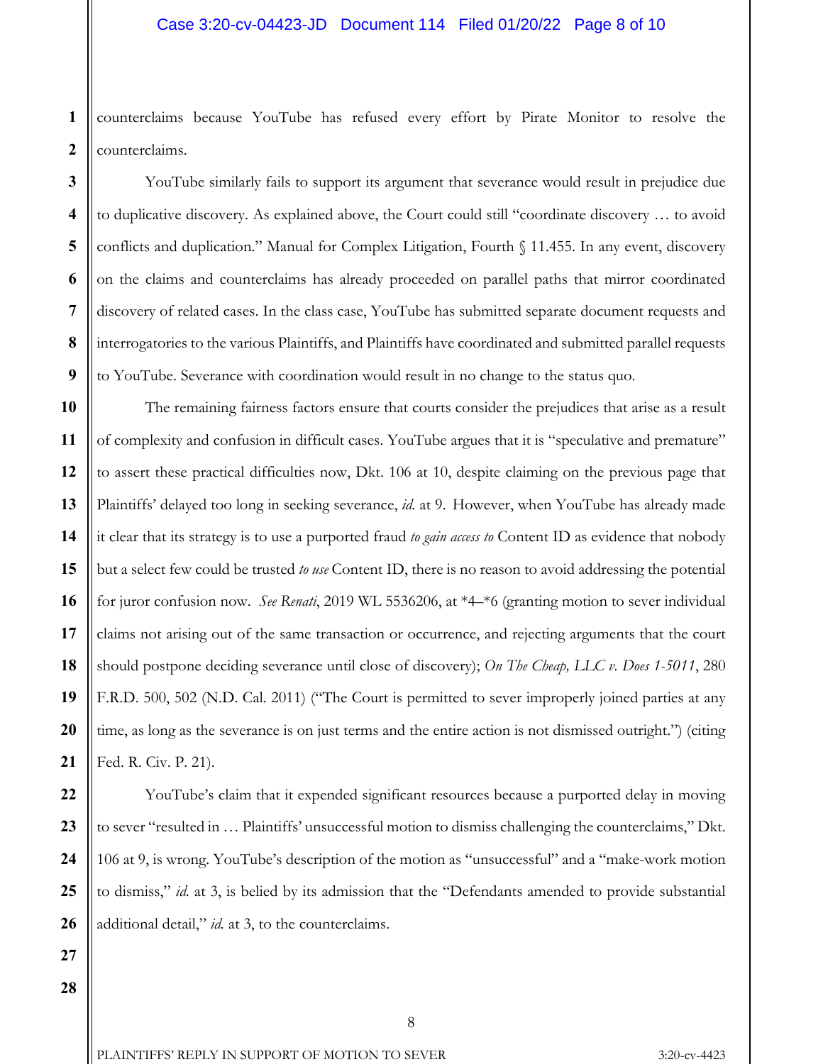counterclaims because YouTube has refused every effort by Pirate Monitor to resolve the counterclaims.

YouTube similarly fails to support its argument that severance would result in prejudice due to duplicative discovery. As explained above, the Court could still "coordinate discovery … to avoid conflicts and duplication." Manual for Complex Litigation, Fourth § 11.455. In any event, discovery on the claims and counterclaims has already proceeded on parallel paths that mirror coordinated discovery of related cases. In the class case, YouTube has submitted separate document requests and interrogatories to the various Plaintiffs, and Plaintiffs have coordinated and submitted parallel requests to YouTube. Severance with coordination would result in no change to the status quo.

The remaining fairness factors ensure that courts consider the prejudices that arise as a result of complexity and confusion in difficult cases. YouTube argues that it is "speculative and premature" to assert these practical difficulties now, Dkt. 106 at 10, despite claiming on the previous page that Plaintiffs' delayed too long in seeking severance, *id.* at 9. However, when YouTube has already made it clear that its strategy is to use a purported fraud *to gain access to* Content ID as evidence that nobody but a select few could be trusted *to use* Content ID, there is no reason to avoid addressing the potential for juror confusion now. *See Renati*, 2019 WL 5536206, at \*4–\*6 (granting motion to sever individual claims not arising out of the same transaction or occurrence, and rejecting arguments that the court should postpone deciding severance until close of discovery); *On The Cheap, LLC v. Does 1-5011*, 280 F.R.D. 500, 502 (N.D. Cal. 2011) ("The Court is permitted to sever improperly joined parties at any time, as long as the severance is on just terms and the entire action is not dismissed outright.") (citing Fed. R. Civ. P. 21).

YouTube's claim that it expended significant resources because a purported delay in moving to sever "resulted in … Plaintiffs' unsuccessful motion to dismiss challenging the counterclaims," Dkt. 106 at 9, is wrong. YouTube's description of the motion as "unsuccessful" and a "make-work motion to dismiss," *id.* at 3, is belied by its admission that the "Defendants amended to provide substantial additional detail," *id.* at 3, to the counterclaims.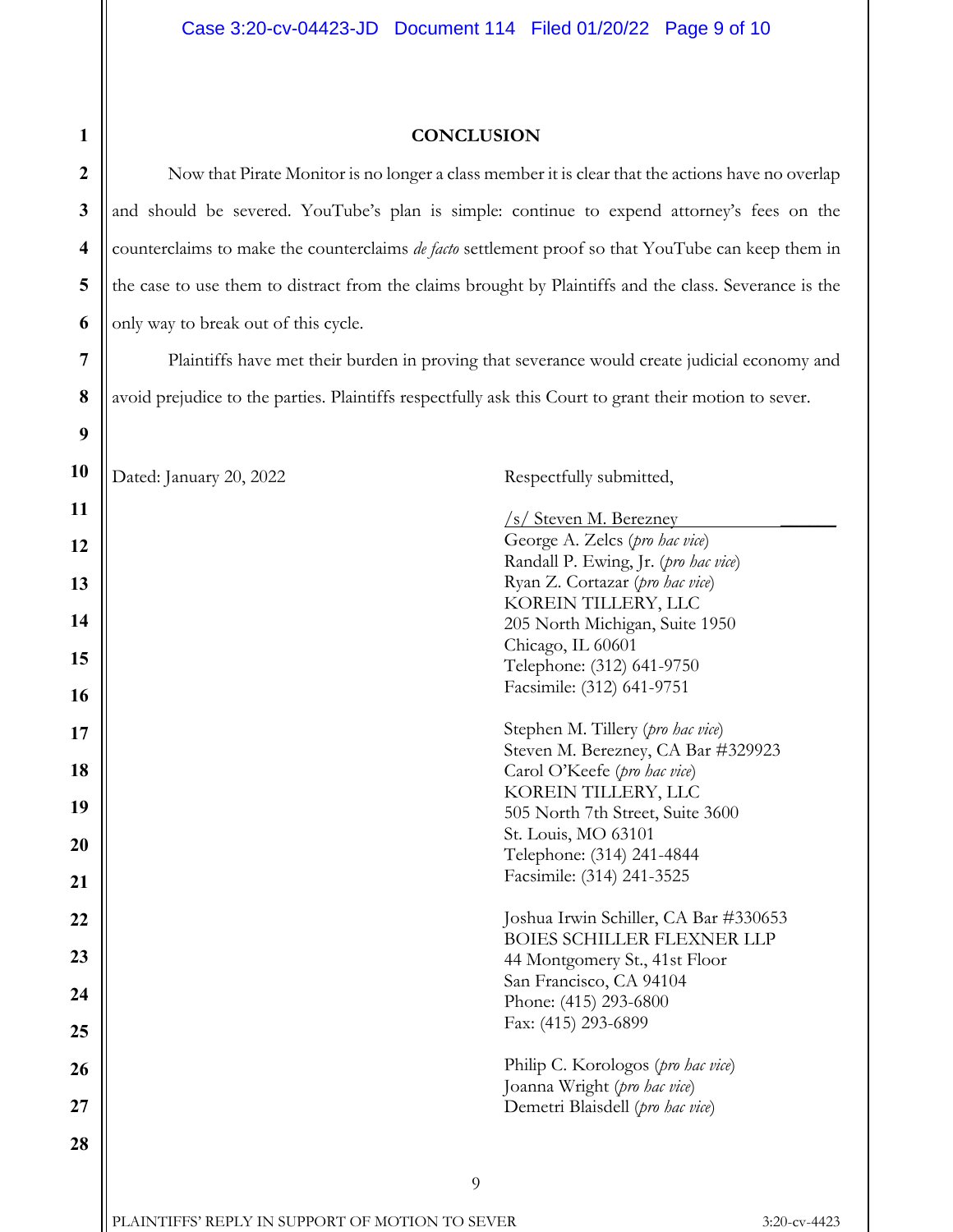## CONCLUSION

Now that Pirate Monitor is no longer a class member it is clear that the actions have no overlap and should be severed. YouTube's plan is simple: continue to expend attorney's fees on the counterclaims to make the counterclaims *de facto* settlement proof so that YouTube can keep them in the case to use them to distract from the claims brought by Plaintiffs and the class. Severance is the only way to break out of this cycle.

Plaintiffs have met their burden in proving that severance would create judicial economy and avoid prejudice to the parties. Plaintiffs respectfully ask this Court to grant their motion to sever.

Dated: January 20, 2022

Respectfully submitted,

/s/ Steven M. Berezney
George A. Zelcs (*pro hac vice*)
Randall P. Ewing, Jr. (*pro hac vice*)
Ryan Z. Cortazar (*pro hac vice*)
KOREIN TILLERY, LLC
205 North Michigan, Suite 1950
Chicago, IL 60601
Telephone: (312) 641-9750
Facsimile: (312) 641-9751

Stephen M. Tillery (*pro hac vice*)
Steven M. Berezney, CA Bar #329923
Carol O'Keefe (*pro hac vice*)
KOREIN TILLERY, LLC
505 North 7th Street, Suite 3600
St. Louis, MO 63101
Telephone: (314) 241-4844
Facsimile: (314) 241-3525

Joshua Irwin Schiller, CA Bar #330653
BOIES SCHILLER FLEXNER LLP
44 Montgomery St., 41st Floor
San Francisco, CA 94104
Phone: (415) 293-6800
Fax: (415) 293-6899

Philip C. Korologos (*pro hac vice*)
Joanna Wright (*pro hac vice*)
Demetri Blaisdell (*pro hac vice*)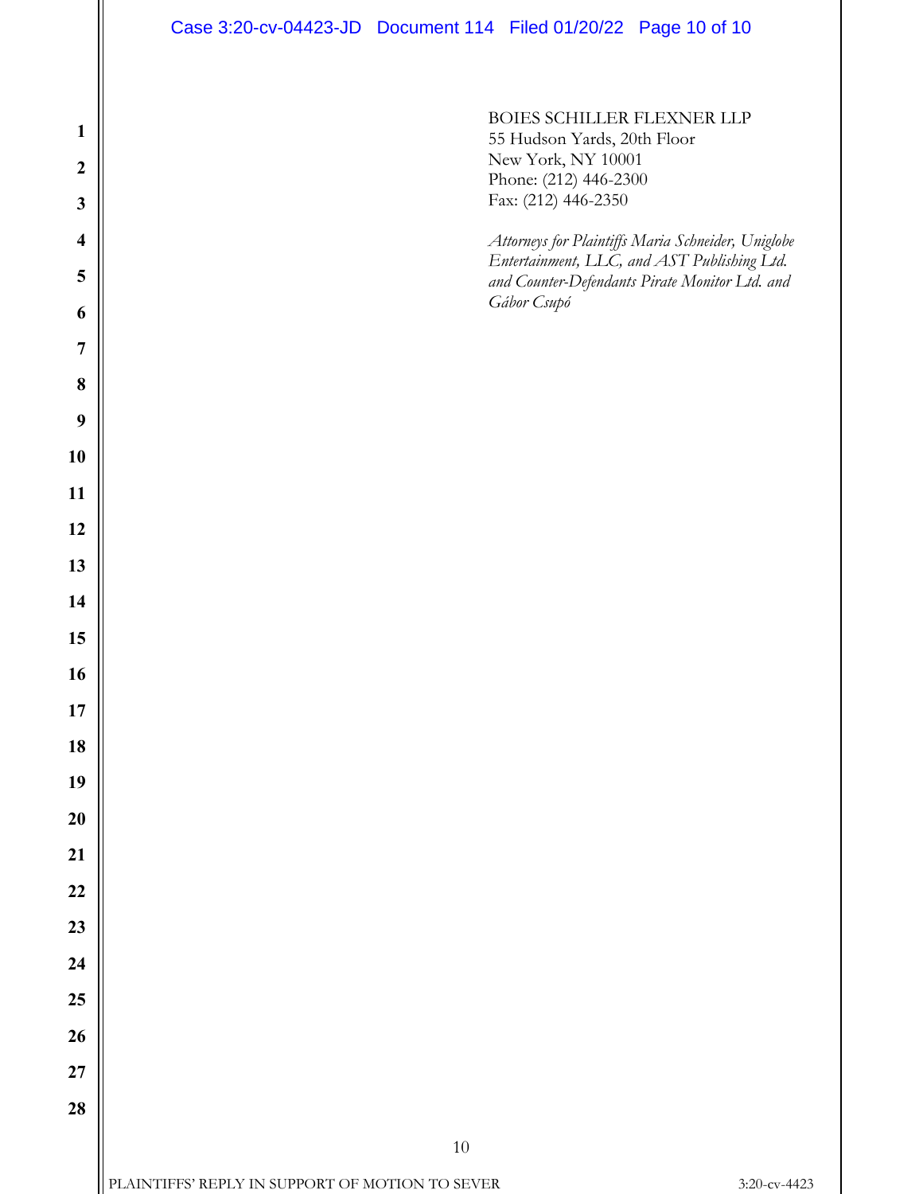BOIES SCHILLER FLEXNER LLP
55 Hudson Yards, 20th Floor
New York, NY 10001
Phone: (212) 446-2300
Fax: (212) 446-2350

*Attorneys for Plaintiffs Maria Schneider, Uniglobe Entertainment, LLC, and AST Publishing Ltd. and Counter-Defendants Pirate Monitor Ltd. and Gábor Csupó*